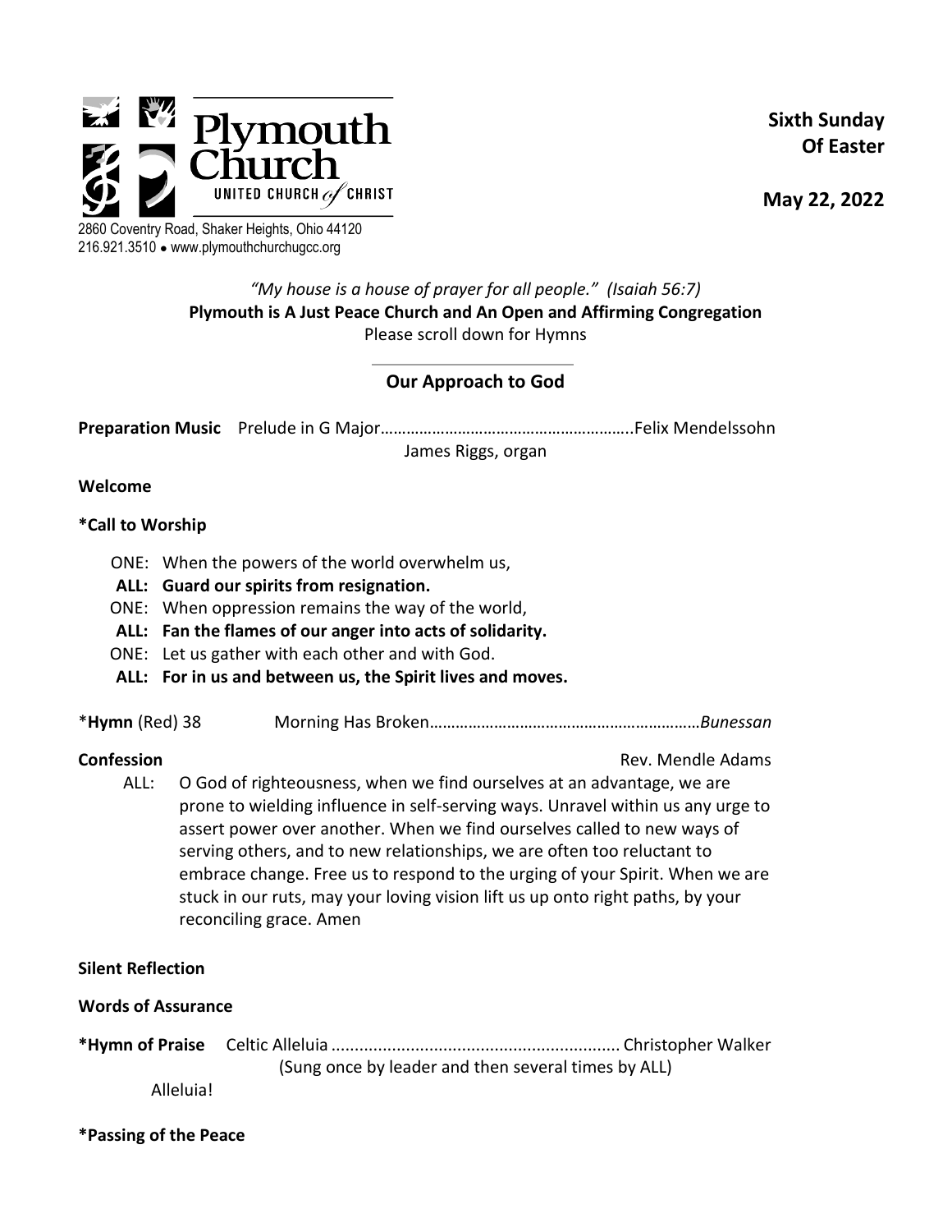Plymouth Church
UNITED CHURCH of CHRIST

2860 Coventry Road, Shaker Heights, Ohio 44120
216.921.3510 • www.plymouthchurchugcc.org

**Sixth Sunday Of Easter**

**May 22, 2022**

*"My house is a house of prayer for all people." (Isaiah 56:7)*

**Plymouth is A Just Peace Church and An Open and Affirming Congregation**

Please scroll down for Hymns

## Our Approach to God

**Preparation Music** Prelude in G Major…………………………………………………..Felix Mendelssohn
James Riggs, organ

**Welcome**

**\*Call to Worship**

ONE: When the powers of the world overwhelm us,
**ALL: Guard our spirits from resignation.**
ONE: When oppression remains the way of the world,
**ALL: Fan the flames of our anger into acts of solidarity.**
ONE: Let us gather with each other and with God.
**ALL: For in us and between us, the Spirit lives and moves.**

\***Hymn** (Red) 38 Morning Has Broken……………………………………………………*Bunessan*

**Confession** Rev. Mendle Adams

ALL: O God of righteousness, when we find ourselves at an advantage, we are prone to wielding influence in self-serving ways. Unravel within us any urge to assert power over another. When we find ourselves called to new ways of serving others, and to new relationships, we are often too reluctant to embrace change. Free us to respond to the urging of your Spirit. When we are stuck in our ruts, may your loving vision lift us up onto right paths, by your reconciling grace. Amen

**Silent Reflection**

**Words of Assurance**

**\*Hymn of Praise** Celtic Alleluia ............................................................ Christopher Walker
(Sung once by leader and then several times by ALL)
Alleluia!

**\*Passing of the Peace**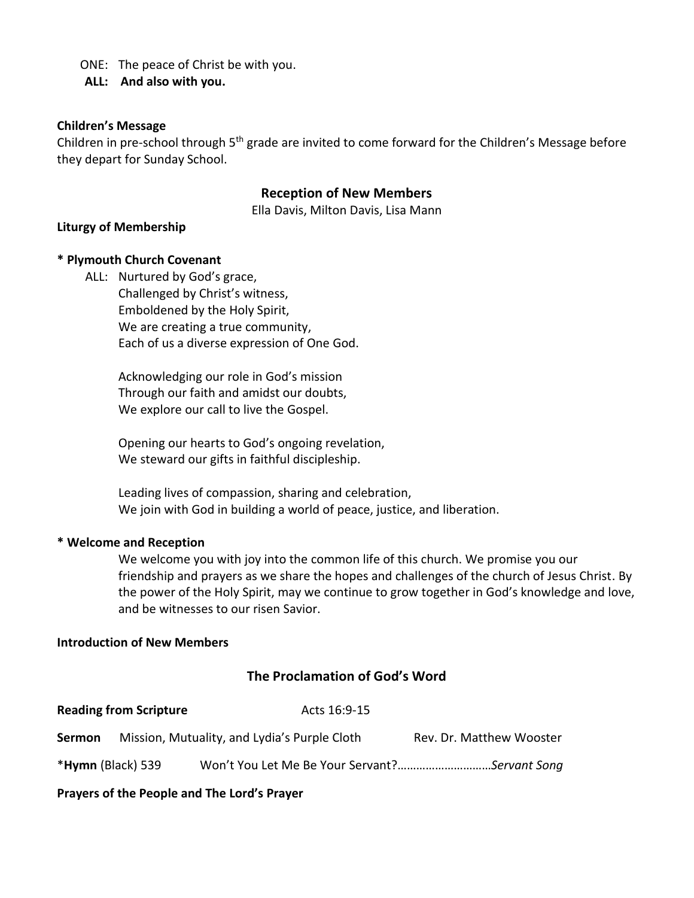ONE: The peace of Christ be with you.
**ALL: And also with you.**

**Children's Message**
Children in pre-school through 5th grade are invited to come forward for the Children's Message before they depart for Sunday School.

## Reception of New Members

Ella Davis, Milton Davis, Lisa Mann

**Liturgy of Membership**

**\* Plymouth Church Covenant**

ALL: Nurtured by God's grace,
Challenged by Christ's witness,
Emboldened by the Holy Spirit,
We are creating a true community,
Each of us a diverse expression of One God.

Acknowledging our role in God's mission
Through our faith and amidst our doubts,
We explore our call to live the Gospel.

Opening our hearts to God's ongoing revelation,
We steward our gifts in faithful discipleship.

Leading lives of compassion, sharing and celebration,
We join with God in building a world of peace, justice, and liberation.

**\* Welcome and Reception**

We welcome you with joy into the common life of this church. We promise you our friendship and prayers as we share the hopes and challenges of the church of Jesus Christ. By the power of the Holy Spirit, may we continue to grow together in God's knowledge and love, and be witnesses to our risen Savior.

**Introduction of New Members**

## The Proclamation of God's Word

**Reading from Scripture** Acts 16:9-15

**Sermon** Mission, Mutuality, and Lydia's Purple Cloth Rev. Dr. Matthew Wooster

\***Hymn** (Black) 539 Won't You Let Me Be Your Servant?…………………………*Servant Song*

**Prayers of the People and The Lord's Prayer**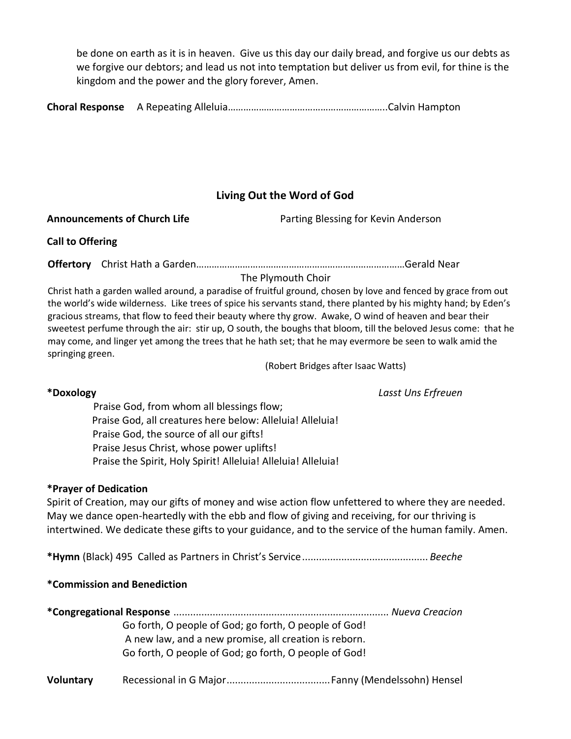be done on earth as it is in heaven. Give us this day our daily bread, and forgive us our debts as we forgive our debtors; and lead us not into temptation but deliver us from evil, for thine is the kingdom and the power and the glory forever, Amen.

**Choral Response** A Repeating Alleluia…………………………………………………..Calvin Hampton

## Living Out the Word of God

**Announcements of Church Life** Parting Blessing for Kevin Anderson

**Call to Offering**

**Offertory** Christ Hath a Garden……………………………………………………………………Gerald Near

The Plymouth Choir

Christ hath a garden walled around, a paradise of fruitful ground, chosen by love and fenced by grace from out the world's wide wilderness. Like trees of spice his servants stand, there planted by his mighty hand; by Eden's gracious streams, that flow to feed their beauty where thy grow. Awake, O wind of heaven and bear their sweetest perfume through the air: stir up, O south, the boughs that bloom, till the beloved Jesus come: that he may come, and linger yet among the trees that he hath set; that he may evermore be seen to walk amid the springing green.

(Robert Bridges after Isaac Watts)

**\*Doxology** *Lasst Uns Erfreuen*

Praise God, from whom all blessings flow;
Praise God, all creatures here below: Alleluia! Alleluia!
Praise God, the source of all our gifts!
Praise Jesus Christ, whose power uplifts!
Praise the Spirit, Holy Spirit! Alleluia! Alleluia! Alleluia!

**\*Prayer of Dedication**

Spirit of Creation, may our gifts of money and wise action flow unfettered to where they are needed. May we dance open-heartedly with the ebb and flow of giving and receiving, for our thriving is intertwined. We dedicate these gifts to your guidance, and to the service of the human family. Amen.

**\*Hymn** (Black) 495 Called as Partners in Christ's Service............................................ *Beeche*

**\*Commission and Benediction**

**\*Congregational Response** ............................................................................ *Nueva Creacion*

Go forth, O people of God; go forth, O people of God!
A new law, and a new promise, all creation is reborn.
Go forth, O people of God; go forth, O people of God!

**Voluntary** Recessional in G Major.....................................Fanny (Mendelssohn) Hensel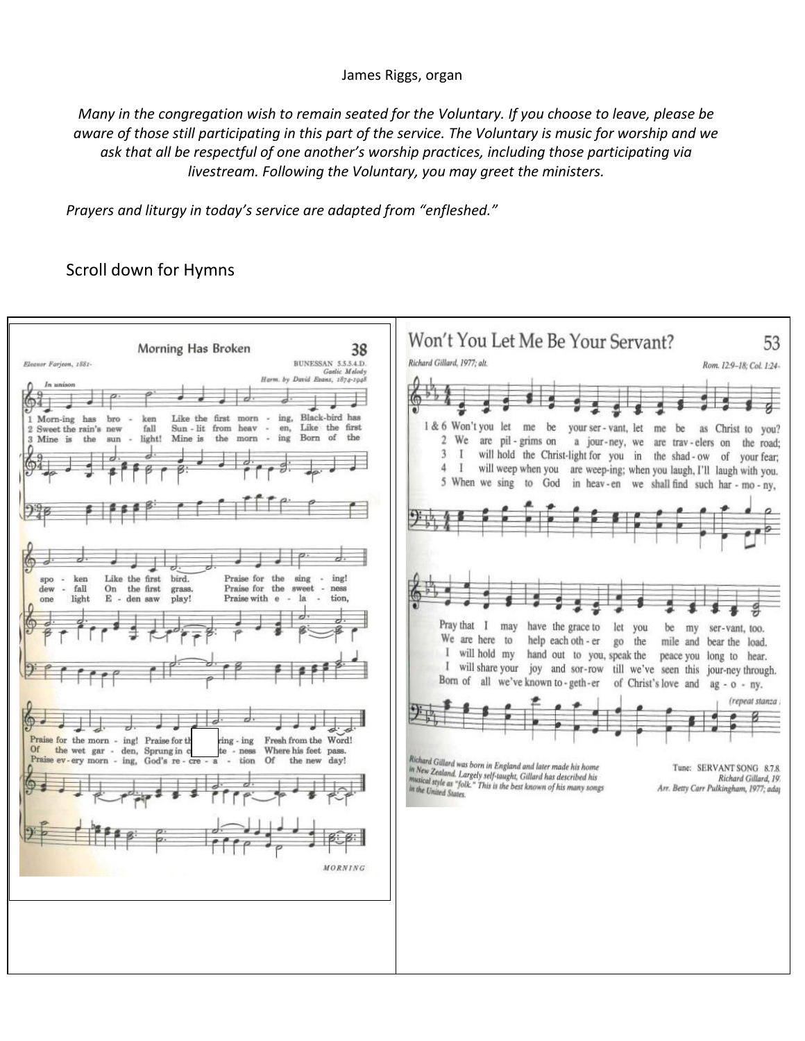James Riggs, organ

*Many in the congregation wish to remain seated for the Voluntary. If you choose to leave, please be aware of those still participating in this part of the service. The Voluntary is music for worship and we ask that all be respectful of one another's worship practices, including those participating via livestream. Following the Voluntary, you may greet the ministers.*

*Prayers and liturgy in today's service are adapted from "enfleshed."*

Scroll down for Hymns

## Morning Has Broken 38

Eleanor Farjeon, 1881-

BUNESSAN 5.5.5.4.D.
Gaelic Melody
Harm. by David Evans, 1874-1948

In unison

1 Morn-ing has bro - ken Like the first morn - ing, Black-bird has spo - ken Like the first bird. Praise for the sing - ing! Praise for the morn - ing! Praise for th[...] ring - ing Fresh from the Word!

2 Sweet the rain's new fall Sun - lit from heav - en, Like the first dew - fall On the first grass. Praise for the sweet - ness Of the wet gar - den, Sprung in c[...]te - ness Where his feet pass.

3 Mine is the sun - light! Mine is the morn - ing Born of the one light E - den saw play! Praise with e - la - tion, Praise ev - ery morn - ing, God's re - cre - a - tion Of the new day!

MORNING

## Won't You Let Me Be Your Servant? 53

Richard Gillard, 1977; alt.

Rom. 12:9-18; Col. 1:24-

1 & 6 Won't you let me be your ser - vant, let me be as Christ to you? Pray that I may have the grace to let you be my ser - vant, too.

2 We are pil - grims on a jour - ney, we are trav - elers on the road; We are here to help each oth - er go the mile and bear the load.

3 I will hold the Christ-light for you in the shad - ow of your fear; I will hold my hand out to you, speak the peace you long to hear.

4 I will weep when you are weep-ing; when you laugh, I'll laugh with you. I will share your joy and sor-row till we've seen this jour-ney through.

5 When we sing to God in heav - en we shall find such har - mo - ny, Born of all we've known to - geth - er of Christ's love and ag - o - ny.

(repeat stanza

Richard Gillard was born in England and later made his home in New Zealand. Largely self-taught, Gillard has described his musical style as "folk." This is the best known of his many songs in the United States.

Tune: SERVANT SONG 8.7.8.
Richard Gillard, 19
Arr. Betty Carr Pulkingham, 1977; ada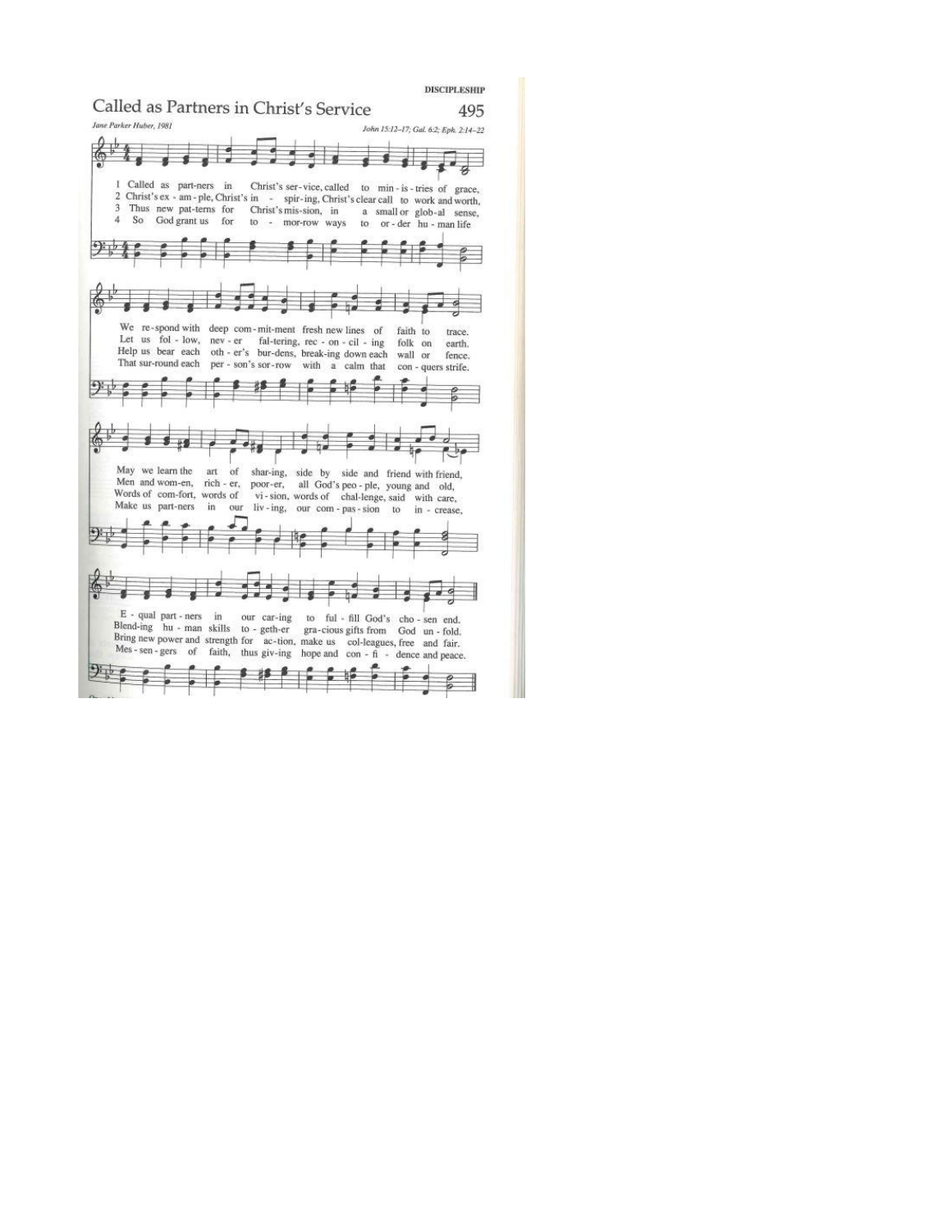DISCIPLESHIP

# Called as Partners in Christ's Service

495

*Jane Parker Huber, 1981*

*John 15:12–17; Gal. 6:2; Eph. 2:14–22*

1 Called as partners in Christ's service, called to ministries of grace,
We respond with deep commitment fresh new lines of faith to trace.
May we learn the art of sharing, side by side and friend with friend,
Equal partners in our caring to fulfill God's chosen end.

2 Christ's example, Christ's inspiring, Christ's clear call to work and worth,
Let us follow, never faltering, reconciling folk on earth.
Men and women, richer, poorer, all God's people, young and old,
Blending human skills together gracious gifts from God unfold.

3 Thus new patterns for Christ's mission, in a small or global sense,
Help us bear each other's burdens, breaking down each wall or fence.
Words of comfort, words of vision, words of challenge, said with care,
Bring new power and strength for action, make us colleagues, free and fair.

4 So God grant us for tomorrow ways to order human life
That surround each person's sorrow with a calm that conquers strife.
Make us partners in our living, our compassion to increase,
Messengers of faith, thus giving hope and confidence and peace.